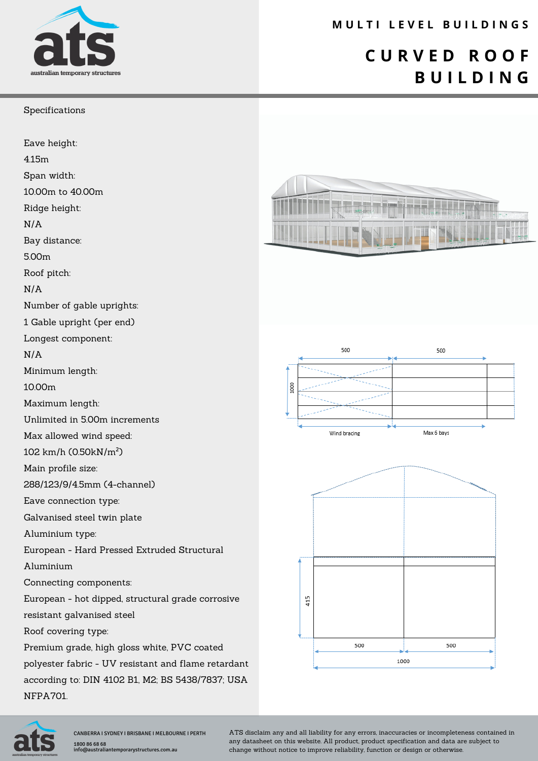# MULTI LEVEL BUILDINGS

# CURVED ROOF BUILDING

## Specifications

Eave height:
4.15m

Span width:
10.00m to 40.00m

Ridge height:
N/A

Bay distance:
5.00m

Roof pitch:
N/A

Number of gable uprights:
1 Gable upright (per end)

Longest component:
N/A

Minimum length:
10.00m

Maximum length:
Unlimited in 5.00m increments

Max allowed wind speed:
102 km/h (0.50kN/m$^2$)

Main profile size:
288/123/9/4.5mm (4-channel)

Eave connection type:
Galvanised steel twin plate

Aluminium type:
European - Hard Pressed Extruded Structural Aluminium

Connecting components:
European - hot dipped, structural grade corrosive resistant galvanised steel

Roof covering type:
Premium grade, high gloss white, PVC coated polyester fabric - UV resistant and flame retardant according to: DIN 4102 B1, M2; BS 5438/7837; USA NFPA701.

500 500
1000
Wind bracing Max 6 bays

415
500 500
1000

CANBERRA | SYDNEY | BRISBANE | MELBOURNE | PERTH
1800 86 68 68
info@australiantemporarystructures.com.au

ATS disclaim any and all liability for any errors, inaccuracies or incompleteness contained in any datasheet on this website. All product, product specification and data are subject to change without notice to improve reliability, function or design or otherwise.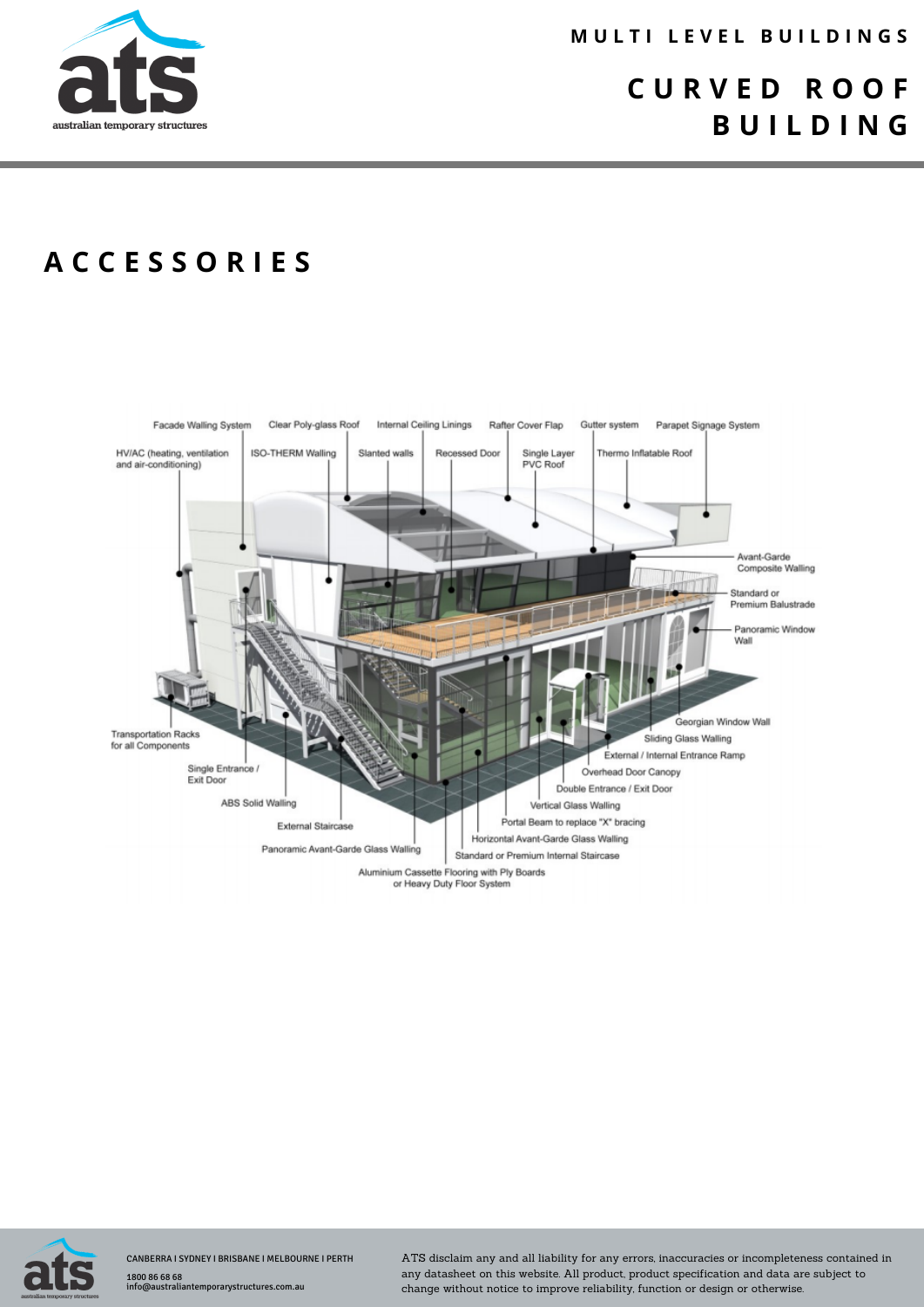# ACCESSORIES

Facade Walling System
Clear Poly-glass Roof
Internal Ceiling Linings
Rafter Cover Flap
Gutter system
Parapet Signage System
HV/AC (heating, ventilation and air-conditioning)
ISO-THERM Walling
Slanted walls
Recessed Door
Single Layer PVC Roof
Thermo Inflatable Roof
Avant-Garde Composite Walling
Standard or Premium Balustrade
Panoramic Window Wall
Georgian Window Wall
Sliding Glass Walling
External / Internal Entrance Ramp
Overhead Door Canopy
Double Entrance / Exit Door
Vertical Glass Walling
Portal Beam to replace "X" bracing
Horizontal Avant-Garde Glass Walling
Standard or Premium Internal Staircase
Aluminium Cassette Flooring with Ply Boards or Heavy Duty Floor System
Panoramic Avant-Garde Glass Walling
External Staircase
ABS Solid Walling
Single Entrance / Exit Door
Transportation Racks for all Components

CANBERRA I SYDNEY I BRISBANE I MELBOURNE I PERTH
1800 86 68 68
info@australiantemporarystructures.com.au

ATS disclaim any and all liability for any errors, inaccuracies or incompleteness contained in any datasheet on this website. All product, product specification and data are subject to change without notice to improve reliability, function or design or otherwise.